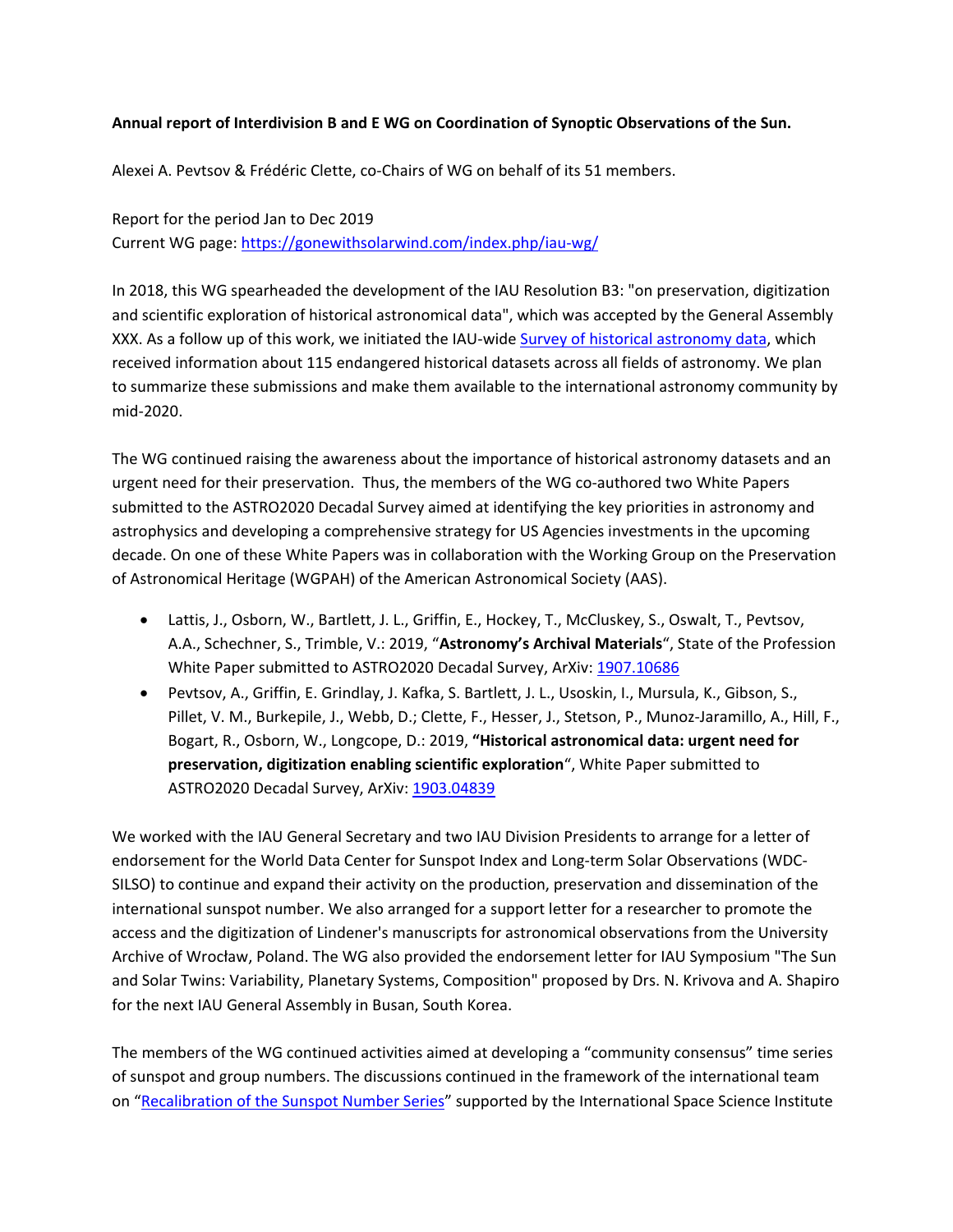**Annual report of Interdivision B and E WG on Coordination of Synoptic Observations of the Sun.**

Alexei A. Pevtsov & Frédéric Clette, co-Chairs of WG on behalf of its 51 members.

Report for the period Jan to Dec 2019
Current WG page: https://gonewithsolarwind.com/index.php/iau-wg/

In 2018, this WG spearheaded the development of the IAU Resolution B3: "on preservation, digitization and scientific exploration of historical astronomical data", which was accepted by the General Assembly XXX. As a follow up of this work, we initiated the IAU-wide Survey of historical astronomy data, which received information about 115 endangered historical datasets across all fields of astronomy. We plan to summarize these submissions and make them available to the international astronomy community by mid-2020.

The WG continued raising the awareness about the importance of historical astronomy datasets and an urgent need for their preservation. Thus, the members of the WG co-authored two White Papers submitted to the ASTRO2020 Decadal Survey aimed at identifying the key priorities in astronomy and astrophysics and developing a comprehensive strategy for US Agencies investments in the upcoming decade. On one of these White Papers was in collaboration with the Working Group on the Preservation of Astronomical Heritage (WGPAH) of the American Astronomical Society (AAS).

- Lattis, J., Osborn, W., Bartlett, J. L., Griffin, E., Hockey, T., McCluskey, S., Oswalt, T., Pevtsov, A.A., Schechner, S., Trimble, V.: 2019, "**Astronomy's Archival Materials**", State of the Profession White Paper submitted to ASTRO2020 Decadal Survey, ArXiv: 1907.10686
- Pevtsov, A., Griffin, E. Grindlay, J. Kafka, S. Bartlett, J. L., Usoskin, I., Mursula, K., Gibson, S., Pillet, V. M., Burkepile, J., Webb, D.; Clette, F., Hesser, J., Stetson, P., Munoz-Jaramillo, A., Hill, F., Bogart, R., Osborn, W., Longcope, D.: 2019, **"Historical astronomical data: urgent need for preservation, digitization enabling scientific exploration**", White Paper submitted to ASTRO2020 Decadal Survey, ArXiv: 1903.04839

We worked with the IAU General Secretary and two IAU Division Presidents to arrange for a letter of endorsement for the World Data Center for Sunspot Index and Long-term Solar Observations (WDC-SILSO) to continue and expand their activity on the production, preservation and dissemination of the international sunspot number. We also arranged for a support letter for a researcher to promote the access and the digitization of Lindener's manuscripts for astronomical observations from the University Archive of Wrocław, Poland. The WG also provided the endorsement letter for IAU Symposium "The Sun and Solar Twins: Variability, Planetary Systems, Composition" proposed by Drs. N. Krivova and A. Shapiro for the next IAU General Assembly in Busan, South Korea.

The members of the WG continued activities aimed at developing a "community consensus" time series of sunspot and group numbers. The discussions continued in the framework of the international team on "Recalibration of the Sunspot Number Series" supported by the International Space Science Institute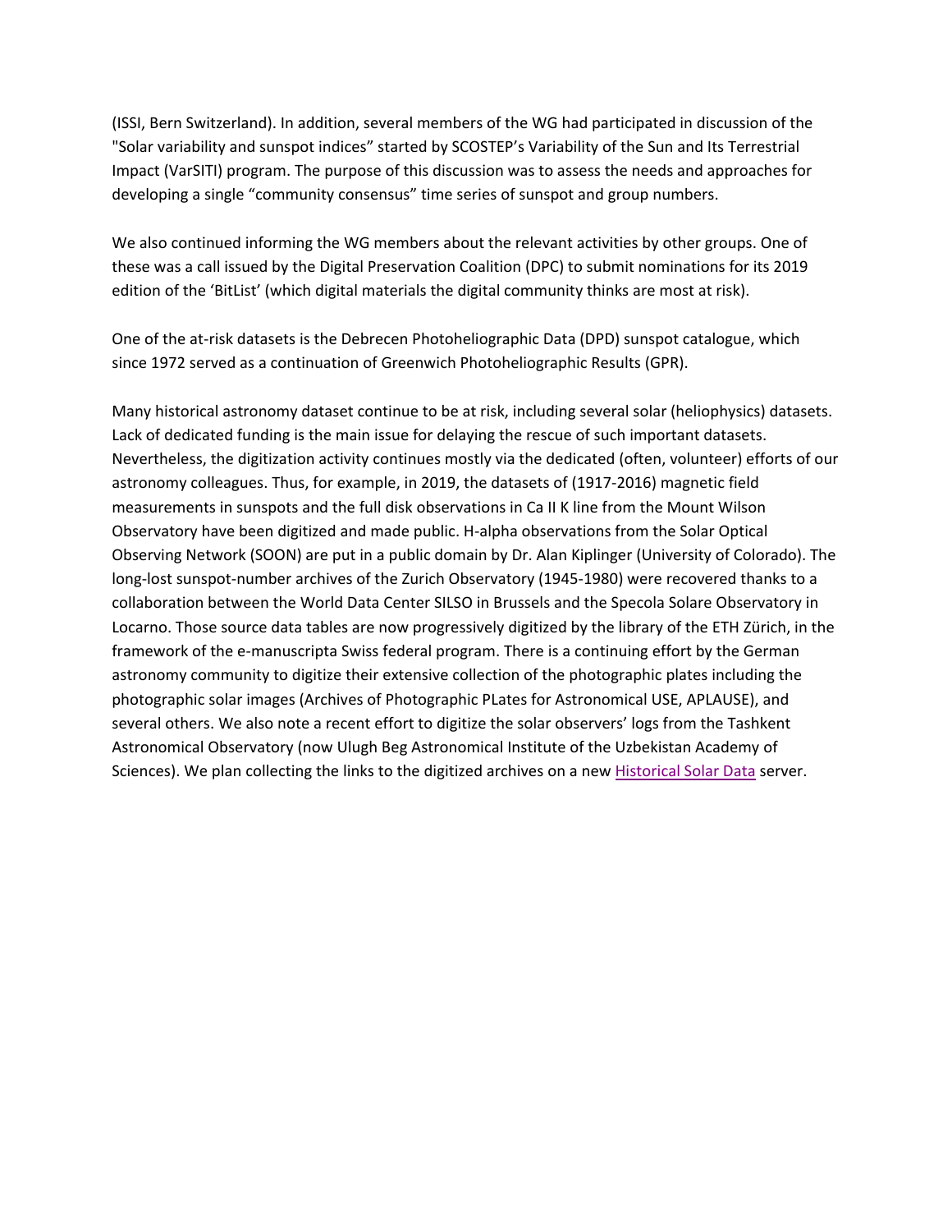(ISSI, Bern Switzerland). In addition, several members of the WG had participated in discussion of the "Solar variability and sunspot indices" started by SCOSTEP's Variability of the Sun and Its Terrestrial Impact (VarSITI) program. The purpose of this discussion was to assess the needs and approaches for developing a single "community consensus" time series of sunspot and group numbers.

We also continued informing the WG members about the relevant activities by other groups. One of these was a call issued by the Digital Preservation Coalition (DPC) to submit nominations for its 2019 edition of the 'BitList' (which digital materials the digital community thinks are most at risk).

One of the at-risk datasets is the Debrecen Photoheliographic Data (DPD) sunspot catalogue, which since 1972 served as a continuation of Greenwich Photoheliographic Results (GPR).

Many historical astronomy dataset continue to be at risk, including several solar (heliophysics) datasets. Lack of dedicated funding is the main issue for delaying the rescue of such important datasets. Nevertheless, the digitization activity continues mostly via the dedicated (often, volunteer) efforts of our astronomy colleagues. Thus, for example, in 2019, the datasets of (1917-2016) magnetic field measurements in sunspots and the full disk observations in Ca II K line from the Mount Wilson Observatory have been digitized and made public. H-alpha observations from the Solar Optical Observing Network (SOON) are put in a public domain by Dr. Alan Kiplinger (University of Colorado). The long-lost sunspot-number archives of the Zurich Observatory (1945-1980) were recovered thanks to a collaboration between the World Data Center SILSO in Brussels and the Specola Solare Observatory in Locarno. Those source data tables are now progressively digitized by the library of the ETH Zürich, in the framework of the e-manuscripta Swiss federal program. There is a continuing effort by the German astronomy community to digitize their extensive collection of the photographic plates including the photographic solar images (Archives of Photographic PLates for Astronomical USE, APLAUSE), and several others. We also note a recent effort to digitize the solar observers' logs from the Tashkent Astronomical Observatory (now Ulugh Beg Astronomical Institute of the Uzbekistan Academy of Sciences). We plan collecting the links to the digitized archives on a new Historical Solar Data server.